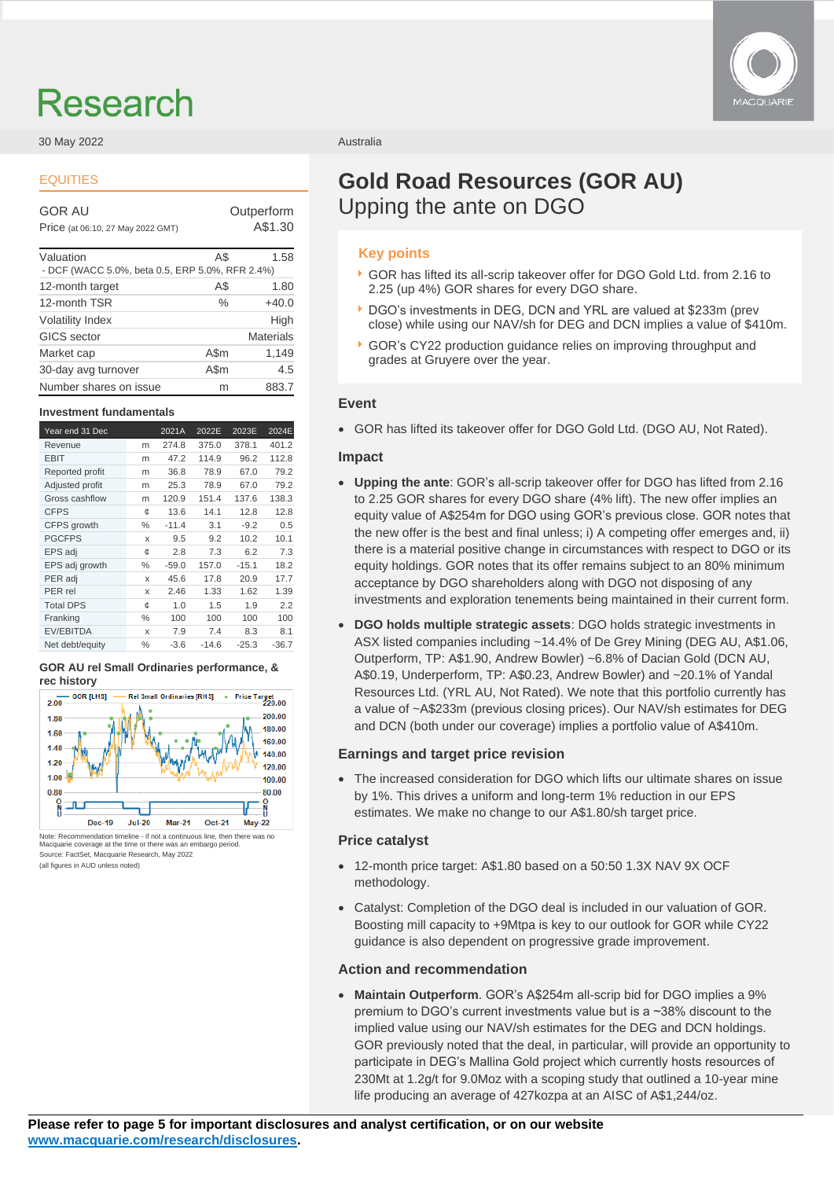# Research

30 May 2022

Australia

EQUITIES

| GOR AU | | Outperform |
|---|---|---|
| Price (at 06:10, 27 May 2022 GMT) | | A$1.30 |
| Valuation | A$ | 1.58 |
| - DCF (WACC 5.0%, beta 0.5, ERP 5.0%, RFR 2.4%) | | |
| 12-month target | A$ | 1.80 |
| 12-month TSR | % | +40.0 |
| Volatility Index | | High |
| GICS sector | | Materials |
| Market cap | A$m | 1,149 |
| 30-day avg turnover | A$m | 4.5 |
| Number shares on issue | m | 883.7 |

### Investment fundamentals

| Year end 31 Dec | | 2021A | 2022E | 2023E | 2024E |
|---|---|---|---|---|---|
| Revenue | m | 274.8 | 375.0 | 378.1 | 401.2 |
| EBIT | m | 47.2 | 114.9 | 96.2 | 112.8 |
| Reported profit | m | 36.8 | 78.9 | 67.0 | 79.2 |
| Adjusted profit | m | 25.3 | 78.9 | 67.0 | 79.2 |
| Gross cashflow | m | 120.9 | 151.4 | 137.6 | 138.3 |
| CFPS | ¢ | 13.6 | 14.1 | 12.8 | 12.8 |
| CFPS growth | % | -11.4 | 3.1 | -9.2 | 0.5 |
| PGCFPS | x | 9.5 | 9.2 | 10.2 | 10.1 |
| EPS adj | ¢ | 2.8 | 7.3 | 6.2 | 7.3 |
| EPS adj growth | % | -59.0 | 157.0 | -15.1 | 18.2 |
| PER adj | x | 45.6 | 17.8 | 20.9 | 17.7 |
| PER rel | x | 2.46 | 1.33 | 1.62 | 1.39 |
| Total DPS | ¢ | 1.0 | 1.5 | 1.9 | 2.2 |
| Franking | % | 100 | 100 | 100 | 100 |
| EV/EBITDA | x | 7.9 | 7.4 | 8.3 | 8.1 |
| Net debt/equity | % | -3.6 | -14.6 | -25.3 | -36.7 |

### GOR AU rel Small Ordinaries performance, & rec history

Note: Recommendation timeline - if not a continuous line, then there was no Macquarie coverage at the time or there was an embargo period.
Source: FactSet, Macquarie Research, May 2022
(all figures in AUD unless noted)

# Gold Road Resources (GOR AU)
## Upping the ante on DGO

### Key points

- GOR has lifted its all-scrip takeover offer for DGO Gold Ltd. from 2.16 to 2.25 (up 4%) GOR shares for every DGO share.
- DGO's investments in DEG, DCN and YRL are valued at $233m (prev close) while using our NAV/sh for DEG and DCN implies a value of $410m.
- GOR's CY22 production guidance relies on improving throughput and grades at Gruyere over the year.

### Event

- GOR has lifted its takeover offer for DGO Gold Ltd. (DGO AU, Not Rated).

### Impact

- **Upping the ante**: GOR's all-scrip takeover offer for DGO has lifted from 2.16 to 2.25 GOR shares for every DGO share (4% lift). The new offer implies an equity value of A$254m for DGO using GOR's previous close. GOR notes that the new offer is the best and final unless; i) A competing offer emerges and, ii) there is a material positive change in circumstances with respect to DGO or its equity holdings. GOR notes that its offer remains subject to an 80% minimum acceptance by DGO shareholders along with DGO not disposing of any investments and exploration tenements being maintained in their current form.
- **DGO holds multiple strategic assets**: DGO holds strategic investments in ASX listed companies including ~14.4% of De Grey Mining (DEG AU, A$1.06, Outperform, TP: A$1.90, Andrew Bowler) ~6.8% of Dacian Gold (DCN AU, A$0.19, Underperform, TP: A$0.23, Andrew Bowler) and ~20.1% of Yandal Resources Ltd. (YRL AU, Not Rated). We note that this portfolio currently has a value of ~A$233m (previous closing prices). Our NAV/sh estimates for DEG and DCN (both under our coverage) implies a portfolio value of A$410m.

### Earnings and target price revision

- The increased consideration for DGO which lifts our ultimate shares on issue by 1%. This drives a uniform and long-term 1% reduction in our EPS estimates. We make no change to our A$1.80/sh target price.

### Price catalyst

- 12-month price target: A$1.80 based on a 50:50 1.3X NAV 9X OCF methodology.
- Catalyst: Completion of the DGO deal is included in our valuation of GOR. Boosting mill capacity to +9Mtpa is key to our outlook for GOR while CY22 guidance is also dependent on progressive grade improvement.

### Action and recommendation

- **Maintain Outperform**. GOR's A$254m all-scrip bid for DGO implies a 9% premium to DGO's current investments value but is a ~38% discount to the implied value using our NAV/sh estimates for the DEG and DCN holdings. GOR previously noted that the deal, in particular, will provide an opportunity to participate in DEG's Mallina Gold project which currently hosts resources of 230Mt at 1.2g/t for 9.0Moz with a scoping study that outlined a 10-year mine life producing an average of 427kozpa at an AISC of A$1,244/oz.

**Please refer to page 5 for important disclosures and analyst certification, or on our website www.macquarie.com/research/disclosures.**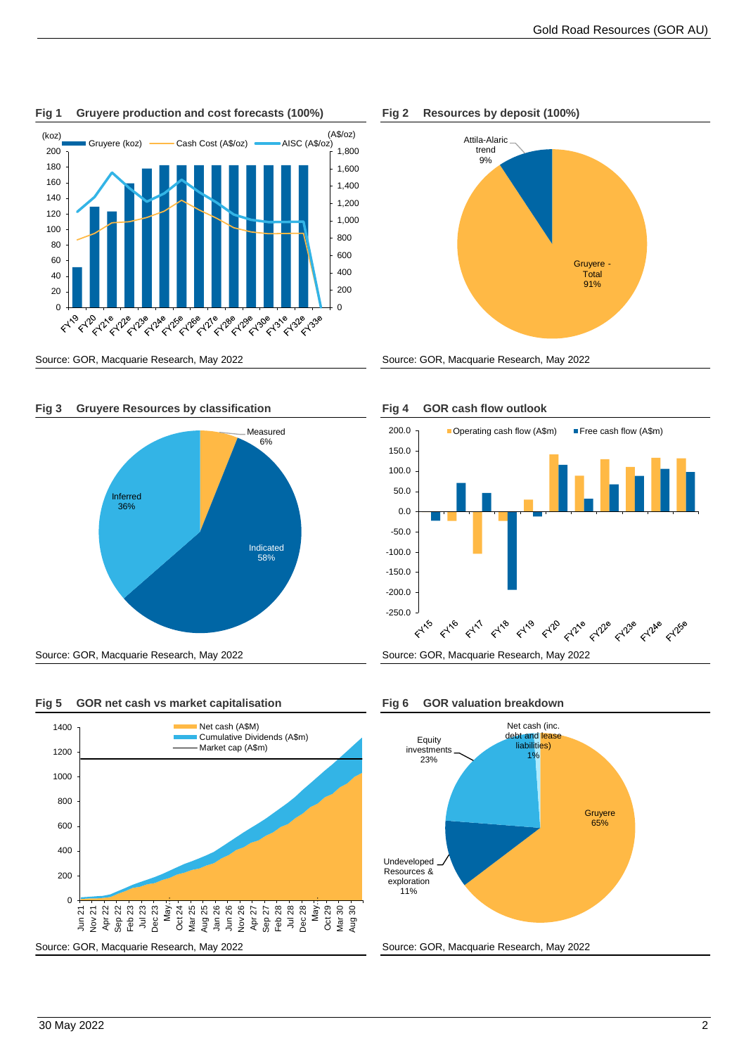**Fig 1 Gruyere production and cost forecasts (100%)**

(koz) | Gruyere (koz) | Cash Cost (A$/oz) | AISC (A$/oz) | (A$/oz)

FY19, FY20, FY21e, FY22e, FY23e, FY24e, FY25e, FY26e, FY27e, FY28e, FY29e, FY30e, FY31e, FY32e, FY33e

Source: GOR, Macquarie Research, May 2022

**Fig 2 Resources by deposit (100%)**

Attila-Alaric trend 9%

Gruyere - Total 91%

Source: GOR, Macquarie Research, May 2022

**Fig 3 Gruyere Resources by classification**

Measured 6%

Indicated 58%

Inferred 36%

Source: GOR, Macquarie Research, May 2022

**Fig 4 GOR cash flow outlook**

Operating cash flow (A$m) | Free cash flow (A$m)

FY15, FY16, FY17, FY18, FY19, FY20, FY21e, FY22e, FY23e, FY24e, FY25e

Source: GOR, Macquarie Research, May 2022

**Fig 5 GOR net cash vs market capitalisation**

Net cash (A$M) | Cumulative Dividends (A$m) | Market cap (A$m)

Source: GOR, Macquarie Research, May 2022

**Fig 6 GOR valuation breakdown**

Net cash (inc. debt and lease liabilities) 1%

Gruyere 65%

Undeveloped Resources & exploration 11%

Equity investments 23%

Source: GOR, Macquarie Research, May 2022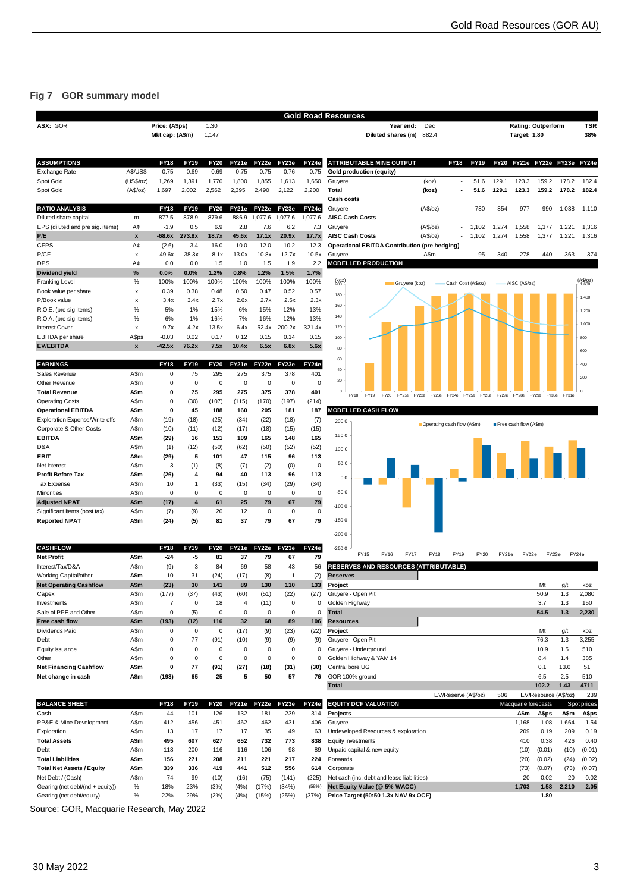## Fig 7 GOR summary model

**Gold Road Resources**

| ASX: GOR | Price: (A$ps) 1.30 | Year end: Dec | Rating: Outperform | TSR |
|---|---|---|---|---|
| | Mkt cap: (A$m) 1,147 | Diluted shares (m) 882.4 | Target: 1.80 | 38% |

| ASSUMPTIONS | | FY18 | FY19 | FY20 | FY21e | FY22e | FY23e | FY24e |
|---|---|---|---|---|---|---|---|---|
| Exchange Rate | A$/US$ | 0.75 | 0.69 | 0.69 | 0.75 | 0.75 | 0.76 | 0.75 |
| Spot Gold | (US$/oz) | 1,269 | 1,391 | 1,770 | 1,800 | 1,855 | 1,613 | 1,650 |
| Spot Gold | (A$/oz) | 1,697 | 2,002 | 2,562 | 2,395 | 2,490 | 2,122 | 2,200 |

| RATIO ANALYSIS | | FY18 | FY19 | FY20 | FY21e | FY22e | FY23e | FY24e |
|---|---|---|---|---|---|---|---|---|
| Diluted share capital | m | 877.5 | 878.9 | 879.6 | 886.9 | 1,077.6 | 1,077.6 | 1,077.6 |
| EPS (diluted and pre sig. items) | A¢ | -1.9 | 0.5 | 6.9 | 2.8 | 7.6 | 6.2 | 7.3 |
| **P/E** | **x** | **-68.6x** | **273.8x** | **18.7x** | **45.6x** | **17.1x** | **20.9x** | **17.7x** |
| CFPS | A¢ | (2.6) | 3.4 | 16.0 | 10.0 | 12.0 | 10.2 | 12.3 |
| P/CF | x | -49.6x | 38.3x | 8.1x | 13.0x | 10.8x | 12.7x | 10.5x |
| DPS | A¢ | 0.0 | 0.0 | 1.5 | 1.0 | 1.5 | 1.9 | 2.2 |
| **Dividend yield** | **%** | **0.0%** | **0.0%** | **1.2%** | **0.8%** | **1.2%** | **1.5%** | **1.7%** |
| Franking Level | % | 100% | 100% | 100% | 100% | 100% | 100% | 100% |
| Book value per share | x | 0.39 | 0.38 | 0.48 | 0.50 | 0.47 | 0.52 | 0.57 |
| P/Book value | x | 3.4x | 3.4x | 2.7x | 2.6x | 2.7x | 2.5x | 2.3x |
| R.O.E. (pre sig items) | % | -5% | 1% | 15% | 6% | 15% | 12% | 13% |
| R.O.A. (pre sig items) | % | -6% | 1% | 16% | 7% | 16% | 12% | 13% |
| Interest Cover | x | 9.7x | 4.2x | 13.5x | 6.4x | 52.4x | 200.2x | -321.4x |
| EBITDA per share | A$ps | -0.03 | 0.02 | 0.17 | 0.12 | 0.15 | 0.14 | 0.15 |
| **EV/EBITDA** | **x** | **-42.5x** | **76.2x** | **7.5x** | **10.4x** | **6.5x** | **6.8x** | **5.6x** |

| EARNINGS | | FY18 | FY19 | FY20 | FY21e | FY22e | FY23e | FY24e |
|---|---|---|---|---|---|---|---|---|
| Sales Revenue | A$m | 0 | 75 | 295 | 275 | 375 | 378 | 401 |
| Other Revenue | A$m | 0 | 0 | 0 | 0 | 0 | 0 | 0 |
| **Total Revenue** | **A$m** | **0** | **75** | **295** | **275** | **375** | **378** | **401** |
| Operating Costs | A$m | 0 | (30) | (107) | (115) | (170) | (197) | (214) |
| **Operational EBITDA** | **A$m** | **0** | **45** | **188** | **160** | **205** | **181** | **187** |
| Exploration Expense/Write-offs | A$m | (19) | (18) | (25) | (34) | (22) | (18) | (7) |
| Corporate & Other Costs | A$m | (10) | (11) | (12) | (17) | (18) | (15) | (15) |
| **EBITDA** | **A$m** | **(29)** | **16** | **151** | **109** | **165** | **148** | **165** |
| D&A | A$m | (1) | (12) | (50) | (62) | (50) | (52) | (52) |
| **EBIT** | **A$m** | **(29)** | **5** | **101** | **47** | **115** | **96** | **113** |
| Net Interest | A$m | 3 | (1) | (8) | (7) | (2) | (0) | 0 |
| **Profit Before Tax** | **A$m** | **(26)** | **4** | **94** | **40** | **113** | **96** | **113** |
| Tax Expense | A$m | 10 | 1 | (33) | (15) | (34) | (29) | (34) |
| Minorities | A$m | 0 | 0 | 0 | 0 | 0 | 0 | 0 |
| **Adjusted NPAT** | **A$m** | **(17)** | **4** | **61** | **25** | **79** | **67** | **79** |
| Significant Items (post tax) | A$m | (7) | (9) | 20 | 12 | 0 | 0 | 0 |
| **Reported NPAT** | **A$m** | **(24)** | **(5)** | **81** | **37** | **79** | **67** | **79** |

| CASHFLOW | | FY18 | FY19 | FY20 | FY21e | FY22e | FY23e | FY24e |
|---|---|---|---|---|---|---|---|---|
| **Net Profit** | **A$m** | **-24** | **-5** | **81** | **37** | **79** | **67** | **79** |
| Interest/Tax/D&A | A$m | (9) | 3 | 84 | 69 | 58 | 43 | 56 |
| Working Capital/other | A$m | 10 | 31 | (24) | (17) | (8) | 1 | (2) |
| **Net Operating Cashflow** | **A$m** | **(23)** | **30** | **141** | **89** | **130** | **110** | **133** |
| Capex | A$m | (177) | (37) | (43) | (60) | (51) | (22) | (27) |
| Investments | A$m | 7 | 0 | 18 | 4 | (11) | 0 | 0 |
| Sale of PPE and Other | A$m | 0 | (5) | 0 | 0 | 0 | 0 | 0 |
| **Free cash flow** | **A$m** | **(193)** | **(12)** | **116** | **32** | **68** | **89** | **106** |
| Dividends Paid | A$m | 0 | 0 | 0 | (17) | (9) | (23) | (22) |
| Debt | A$m | 0 | 77 | (91) | (10) | (9) | (9) | (9) |
| Equity Issuance | A$m | 0 | 0 | 0 | 0 | 0 | 0 | 0 |
| Other | A$m | 0 | 0 | 0 | 0 | 0 | 0 | 0 |
| **Net Financing Cashflow** | **A$m** | **0** | **77** | **(91)** | **(27)** | **(18)** | **(31)** | **(30)** |
| **Net change in cash** | **A$m** | **(193)** | **65** | **25** | **5** | **50** | **57** | **76** |

| BALANCE SHEET | | FY18 | FY19 | FY20 | FY21e | FY22e | FY23e | FY24e |
|---|---|---|---|---|---|---|---|---|
| Cash | A$m | 44 | 101 | 126 | 132 | 181 | 239 | 314 |
| PP&E & Mine Development | A$m | 412 | 456 | 451 | 462 | 462 | 431 | 406 |
| Exploration | A$m | 13 | 17 | 17 | 17 | 35 | 49 | 63 |
| **Total Assets** | **A$m** | **495** | **607** | **627** | **652** | **732** | **773** | **838** |
| Debt | A$m | 118 | 200 | 116 | 116 | 106 | 98 | 89 |
| **Total Liabilities** | **A$m** | **156** | **271** | **208** | **211** | **221** | **217** | **224** |
| **Total Net Assets / Equity** | **A$m** | **339** | **336** | **419** | **441** | **512** | **556** | **614** |
| Net Debt / (Cash) | A$m | 74 | 99 | (10) | (16) | (75) | (141) | (225) |
| Gearing (net debt/(nd + equity)) | % | 18% | 23% | (3%) | (4%) | (17%) | (34%) | (58%) |
| Gearing (net debt/equity) | % | 22% | 29% | (2%) | (4%) | (15%) | (25%) | (37%) |

| ATTRIBUTABLE MINE OUTPUT | | FY18 | FY19 | FY20 | FY21e | FY22e | FY23e | FY24e |
|---|---|---|---|---|---|---|---|---|
| **Gold production (equity)** | | | | | | | | |
| Gruyere | (koz) | - | 51.6 | 129.1 | 123.3 | 159.2 | 178.2 | 182.4 |
| **Total** | **(koz)** | **-** | **51.6** | **129.1** | **123.3** | **159.2** | **178.2** | **182.4** |
| **Cash costs** | | | | | | | | |
| Gruyere | (A$/oz) | - | 780 | 854 | 977 | 990 | 1,038 | 1,110 |
| **AISC Cash Costs** | | | | | | | | |
| Gruyere | (A$/oz) | - | 1,102 | 1,274 | 1,558 | 1,377 | 1,221 | 1,316 |
| **AISC Cash Costs** | (A$/oz) | - | 1,102 | 1,274 | 1,558 | 1,377 | 1,221 | 1,316 |
| **Operational EBITDA Contribution (pre hedging)** | | | | | | | | |
| Gruyere | A$m | - | 95 | 340 | 278 | 440 | 363 | 374 |

**MODELLED PRODUCTION**

(Chart: Gruyere (koz), Cash Cost (A$/oz), AISC (A$/oz); FY18–FY31e)

**MODELLED CASH FLOW**

(Chart: Operating cash flow (A$m), Free cash flow (A$m); FY15–FY24e)

**RESERVES AND RESOURCES (ATTRIBUTABLE)**

| **Reserves** | | | |
|---|---|---|---|
| **Project** | **Mt** | **g/t** | **koz** |
| Gruyere - Open Pit | 50.9 | 1.3 | 2,080 |
| Golden Highway | 3.7 | 1.3 | 150 |
| **Total** | **54.5** | **1.3** | **2,230** |
| **Resources** | | | |
| **Project** | **Mt** | **g/t** | **koz** |
| Gruyere - Open Pit | 76.3 | 1.3 | 3,255 |
| Gruyere - Underground | 10.9 | 1.5 | 510 |
| Golden Highway & YAM 14 | 8.4 | 1.4 | 385 |
| Central bore UG | 0.1 | 13.0 | 51 |
| GOR 100% ground | 6.5 | 2.5 | 510 |
| **Total** | **102.2** | **1.43** | **4711** |

EV/Reserve (A$/oz) 506 EV/Resource (A$/oz) 239

| EQUITY DCF VALUATION | Macquarie forecasts A$m | Macquarie forecasts A$ps | Spot prices A$m | Spot prices A$ps |
|---|---|---|---|---|
| **Projects** | | | | |
| Gruyere | 1,168 | 1.08 | 1,664 | 1.54 |
| Undeveloped Resources & exploration | 209 | 0.19 | 209 | 0.19 |
| Equity investments | 410 | 0.38 | 426 | 0.40 |
| Unpaid capital & new equity | (10) | (0.01) | (10) | (0.01) |
| Forwards | (20) | (0.02) | (24) | (0.02) |
| Corporate | (73) | (0.07) | (73) | (0.07) |
| Net cash (inc. debt and lease liabilities) | 20 | 0.02 | 20 | 0.02 |
| **Net Equity Value (@ 5% WACC)** | **1,703** | **1.58** | **2,210** | **2.05** |
| **Price Target (50:50 1.3x NAV 9x OCF)** | | **1.80** | | |

Source: GOR, Macquarie Research, May 2022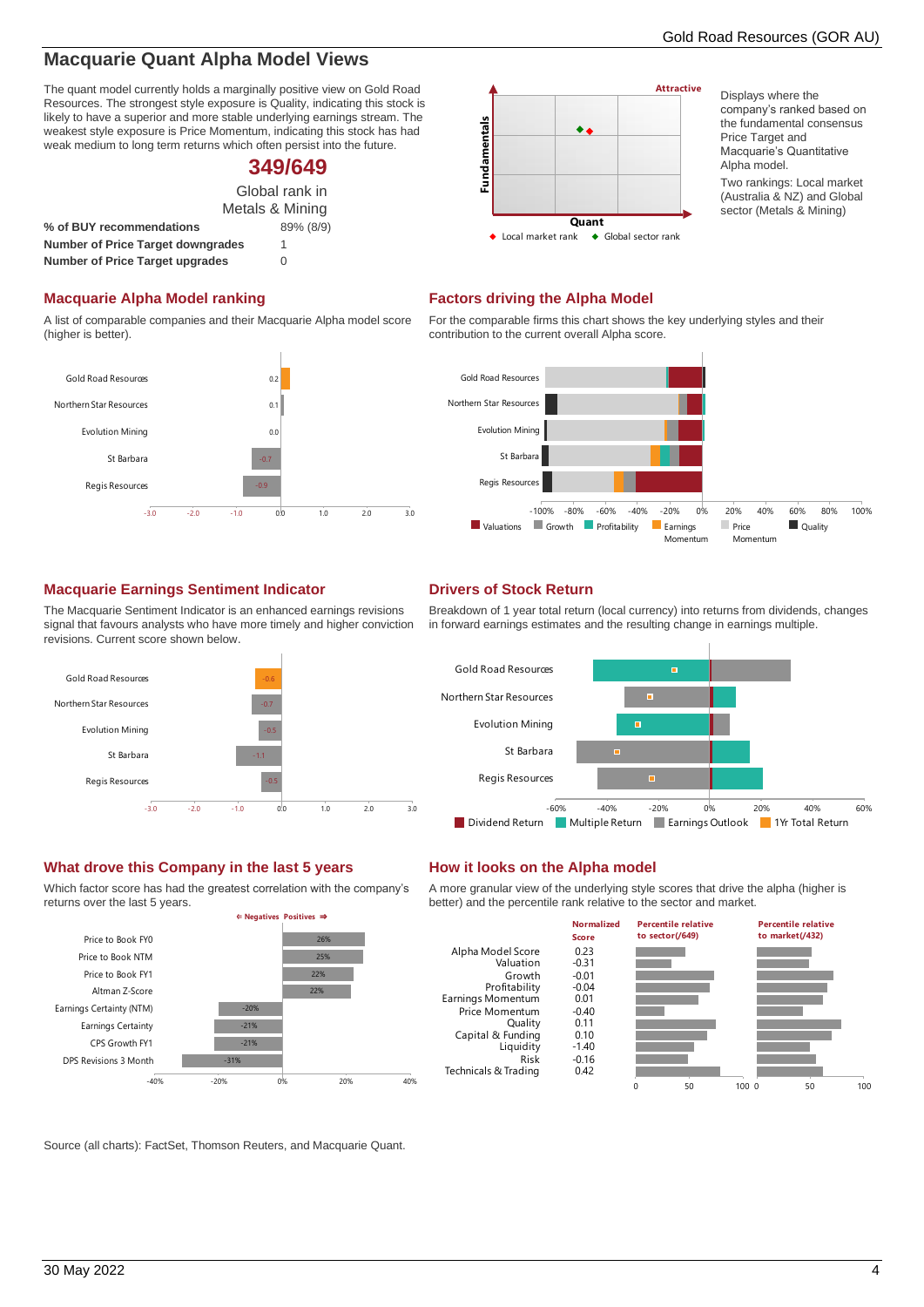## Macquarie Quant Alpha Model Views

The quant model currently holds a marginally positive view on Gold Road Resources. The strongest style exposure is Quality, indicating this stock is likely to have a superior and more stable underlying earnings stream. The weakest style exposure is Price Momentum, indicating this stock has had weak medium to long term returns which often persist into the future.

**349/649**

Global rank in Metals & Mining

| | |
|---|---|
| **% of BUY recommendations** | 89% (8/9) |
| **Number of Price Target downgrades** | 1 |
| **Number of Price Target upgrades** | 0 |

Displays where the company's ranked based on the fundamental consensus Price Target and Macquarie's Quantitative Alpha model.

Two rankings: Local market (Australia & NZ) and Global sector (Metals & Mining)

### Macquarie Alpha Model ranking

A list of comparable companies and their Macquarie Alpha model score (higher is better).

| Company | Score |
|---|---|
| Gold Road Resources | 0.2 |
| Northern Star Resources | 0.1 |
| Evolution Mining | 0.0 |
| St Barbara | -0.7 |
| Regis Resources | -0.9 |

### Factors driving the Alpha Model

For the comparable firms this chart shows the key underlying styles and their contribution to the current overall Alpha score.

### Macquarie Earnings Sentiment Indicator

The Macquarie Sentiment Indicator is an enhanced earnings revisions signal that favours analysts who have more timely and higher conviction revisions. Current score shown below.

| Company | Score |
|---|---|
| Gold Road Resources | -0.6 |
| Northern Star Resources | -0.7 |
| Evolution Mining | -0.5 |
| St Barbara | -1.1 |
| Regis Resources | -0.5 |

### Drivers of Stock Return

Breakdown of 1 year total return (local currency) into returns from dividends, changes in forward earnings estimates and the resulting change in earnings multiple.

### What drove this Company in the last 5 years

Which factor score has had the greatest correlation with the company's returns over the last 5 years.

| Factor | Correlation |
|---|---|
| Price to Book FY0 | 26% |
| Price to Book NTM | 25% |
| Price to Book FY1 | 22% |
| Altman Z-Score | 22% |
| Earnings Certainty (NTM) | -20% |
| Earnings Certainty | -21% |
| CPS Growth FY1 | -21% |
| DPS Revisions 3 Month | -31% |

### How it looks on the Alpha model

A more granular view of the underlying style scores that drive the alpha (higher is better) and the percentile rank relative to the sector and market.

| | Normalized Score |
|---|---|
| Alpha Model Score | 0.23 |
| Valuation | -0.31 |
| Growth | -0.01 |
| Profitability | -0.04 |
| Earnings Momentum | 0.01 |
| Price Momentum | -0.40 |
| Quality | 0.11 |
| Capital & Funding | 0.10 |
| Liquidity | -1.40 |
| Risk | -0.16 |
| Technicals & Trading | 0.42 |

Source (all charts): FactSet, Thomson Reuters, and Macquarie Quant.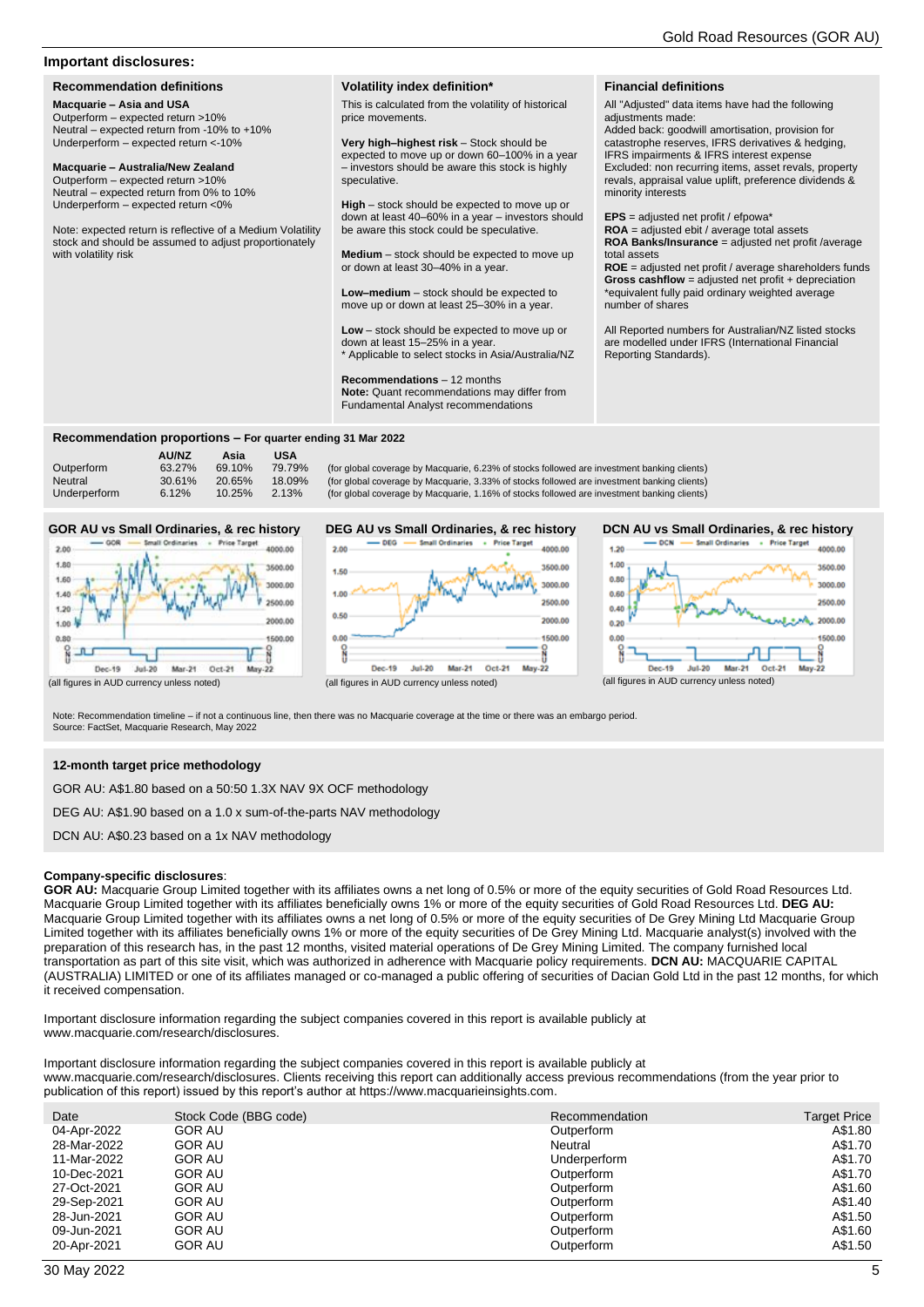## Important disclosures:

### Recommendation definitions

**Macquarie – Asia and USA**
Outperform – expected return >10%
Neutral – expected return from -10% to +10%
Underperform – expected return <-10%

**Macquarie – Australia/New Zealand**
Outperform – expected return >10%
Neutral – expected return from 0% to 10%
Underperform – expected return <0%

Note: expected return is reflective of a Medium Volatility stock and should be assumed to adjust proportionately with volatility risk

### Volatility index definition*

This is calculated from the volatility of historical price movements.

**Very high–highest risk** – Stock should be expected to move up or down 60–100% in a year – investors should be aware this stock is highly speculative.

**High** – stock should be expected to move up or down at least 40–60% in a year – investors should be aware this stock could be speculative.

**Medium** – stock should be expected to move up or down at least 30–40% in a year.

**Low–medium** – stock should be expected to move up or down at least 25–30% in a year.

**Low** – stock should be expected to move up or down at least 15–25% in a year.
* Applicable to select stocks in Asia/Australia/NZ

**Recommendations** – 12 months
**Note:** Quant recommendations may differ from Fundamental Analyst recommendations

### Financial definitions

All "Adjusted" data items have had the following adjustments made:
Added back: goodwill amortisation, provision for catastrophe reserves, IFRS derivatives & hedging, IFRS impairments & IFRS interest expense
Excluded: non recurring items, asset revals, property revals, appraisal value uplift, preference dividends & minority interests

**EPS** = adjusted net profit / efpowa*
**ROA** = adjusted ebit / average total assets
**ROA Banks/Insurance** = adjusted net profit /average total assets
**ROE** = adjusted net profit / average shareholders funds
**Gross cashflow** = adjusted net profit + depreciation
*equivalent fully paid ordinary weighted average number of shares

All Reported numbers for Australian/NZ listed stocks are modelled under IFRS (International Financial Reporting Standards).

### Recommendation proportions – For quarter ending 31 Mar 2022

| | AU/NZ | Asia | USA | |
|---|---|---|---|---|
| Outperform | 63.27% | 69.10% | 79.79% | (for global coverage by Macquarie, 6.23% of stocks followed are investment banking clients) |
| Neutral | 30.61% | 20.65% | 18.09% | (for global coverage by Macquarie, 3.33% of stocks followed are investment banking clients) |
| Underperform | 6.12% | 10.25% | 2.13% | (for global coverage by Macquarie, 1.16% of stocks followed are investment banking clients) |

**GOR AU vs Small Ordinaries, & rec history**

(all figures in AUD currency unless noted)

**DEG AU vs Small Ordinaries, & rec history**

(all figures in AUD currency unless noted)

**DCN AU vs Small Ordinaries, & rec history**

(all figures in AUD currency unless noted)

Note: Recommendation timeline – if not a continuous line, then there was no Macquarie coverage at the time or there was an embargo period.
Source: FactSet, Macquarie Research, May 2022

### 12-month target price methodology

GOR AU: A$1.80 based on a 50:50 1.3X NAV 9X OCF methodology

DEG AU: A$1.90 based on a 1.0 x sum-of-the-parts NAV methodology

DCN AU: A$0.23 based on a 1x NAV methodology

**Company-specific disclosures**:
**GOR AU:** Macquarie Group Limited together with its affiliates owns a net long of 0.5% or more of the equity securities of Gold Road Resources Ltd. Macquarie Group Limited together with its affiliates beneficially owns 1% or more of the equity securities of Gold Road Resources Ltd. **DEG AU:** Macquarie Group Limited together with its affiliates owns a net long of 0.5% or more of the equity securities of De Grey Mining Ltd Macquarie Group Limited together with its affiliates beneficially owns 1% or more of the equity securities of De Grey Mining Ltd. Macquarie analyst(s) involved with the preparation of this research has, in the past 12 months, visited material operations of De Grey Mining Limited. The company furnished local transportation as part of this site visit, which was authorized in adherence with Macquarie policy requirements. **DCN AU:** MACQUARIE CAPITAL (AUSTRALIA) LIMITED or one of its affiliates managed or co-managed a public offering of securities of Dacian Gold Ltd in the past 12 months, for which it received compensation.

Important disclosure information regarding the subject companies covered in this report is available publicly at www.macquarie.com/research/disclosures.

Important disclosure information regarding the subject companies covered in this report is available publicly at www.macquarie.com/research/disclosures. Clients receiving this report can additionally access previous recommendations (from the year prior to publication of this report) issued by this report's author at https://www.macquarieinsights.com.

| Date | Stock Code (BBG code) | Recommendation | Target Price |
|---|---|---|---|
| 04-Apr-2022 | GOR AU | Outperform | A$1.80 |
| 28-Mar-2022 | GOR AU | Neutral | A$1.70 |
| 11-Mar-2022 | GOR AU | Underperform | A$1.70 |
| 10-Dec-2021 | GOR AU | Outperform | A$1.70 |
| 27-Oct-2021 | GOR AU | Outperform | A$1.60 |
| 29-Sep-2021 | GOR AU | Outperform | A$1.40 |
| 28-Jun-2021 | GOR AU | Outperform | A$1.50 |
| 09-Jun-2021 | GOR AU | Outperform | A$1.60 |
| 20-Apr-2021 | GOR AU | Outperform | A$1.50 |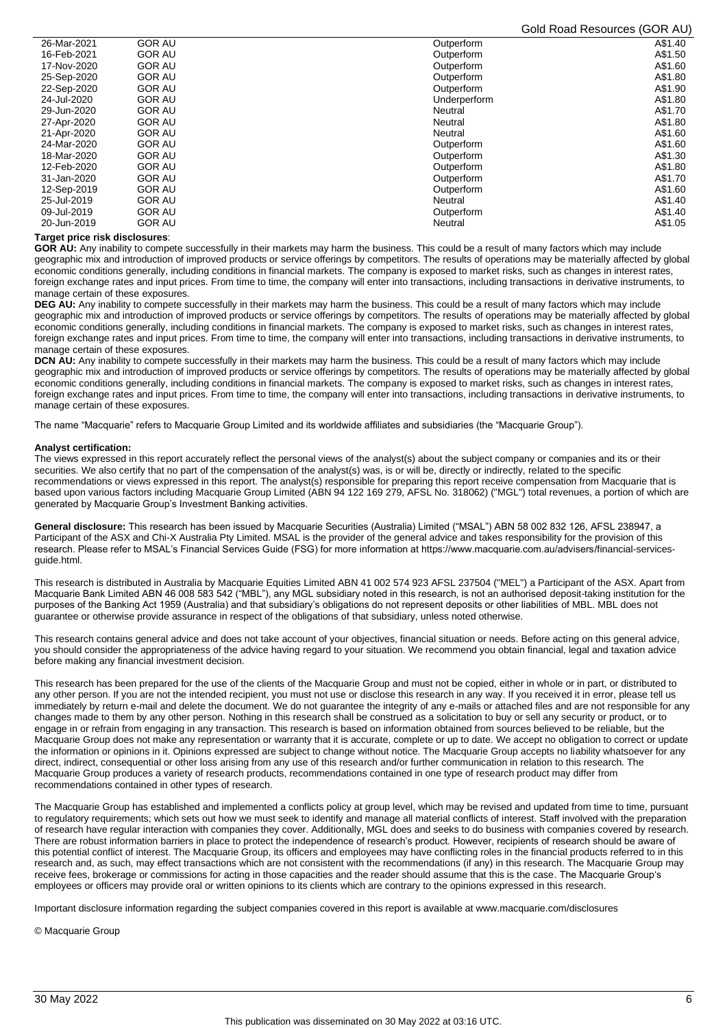| | | | |
|---|---|---|---|
| 26-Mar-2021 | GOR AU | Outperform | A$1.40 |
| 16-Feb-2021 | GOR AU | Outperform | A$1.50 |
| 17-Nov-2020 | GOR AU | Outperform | A$1.60 |
| 25-Sep-2020 | GOR AU | Outperform | A$1.80 |
| 22-Sep-2020 | GOR AU | Outperform | A$1.90 |
| 24-Jul-2020 | GOR AU | Underperform | A$1.80 |
| 29-Jun-2020 | GOR AU | Neutral | A$1.70 |
| 27-Apr-2020 | GOR AU | Neutral | A$1.80 |
| 21-Apr-2020 | GOR AU | Neutral | A$1.60 |
| 24-Mar-2020 | GOR AU | Outperform | A$1.60 |
| 18-Mar-2020 | GOR AU | Outperform | A$1.30 |
| 12-Feb-2020 | GOR AU | Outperform | A$1.80 |
| 31-Jan-2020 | GOR AU | Outperform | A$1.70 |
| 12-Sep-2019 | GOR AU | Outperform | A$1.60 |
| 25-Jul-2019 | GOR AU | Neutral | A$1.40 |
| 09-Jul-2019 | GOR AU | Outperform | A$1.40 |
| 20-Jun-2019 | GOR AU | Neutral | A$1.05 |

**Target price risk disclosures**:

**GOR AU:** Any inability to compete successfully in their markets may harm the business. This could be a result of many factors which may include geographic mix and introduction of improved products or service offerings by competitors. The results of operations may be materially affected by global economic conditions generally, including conditions in financial markets. The company is exposed to market risks, such as changes in interest rates, foreign exchange rates and input prices. From time to time, the company will enter into transactions, including transactions in derivative instruments, to manage certain of these exposures.

**DEG AU:** Any inability to compete successfully in their markets may harm the business. This could be a result of many factors which may include geographic mix and introduction of improved products or service offerings by competitors. The results of operations may be materially affected by global economic conditions generally, including conditions in financial markets. The company is exposed to market risks, such as changes in interest rates, foreign exchange rates and input prices. From time to time, the company will enter into transactions, including transactions in derivative instruments, to manage certain of these exposures.

**DCN AU:** Any inability to compete successfully in their markets may harm the business. This could be a result of many factors which may include geographic mix and introduction of improved products or service offerings by competitors. The results of operations may be materially affected by global economic conditions generally, including conditions in financial markets. The company is exposed to market risks, such as changes in interest rates, foreign exchange rates and input prices. From time to time, the company will enter into transactions, including transactions in derivative instruments, to manage certain of these exposures.

The name "Macquarie" refers to Macquarie Group Limited and its worldwide affiliates and subsidiaries (the "Macquarie Group").

**Analyst certification:**

The views expressed in this report accurately reflect the personal views of the analyst(s) about the subject company or companies and its or their securities. We also certify that no part of the compensation of the analyst(s) was, is or will be, directly or indirectly, related to the specific recommendations or views expressed in this report. The analyst(s) responsible for preparing this report receive compensation from Macquarie that is based upon various factors including Macquarie Group Limited (ABN 94 122 169 279, AFSL No. 318062) ("MGL") total revenues, a portion of which are generated by Macquarie Group's Investment Banking activities.

**General disclosure:** This research has been issued by Macquarie Securities (Australia) Limited ("MSAL") ABN 58 002 832 126, AFSL 238947, a Participant of the ASX and Chi-X Australia Pty Limited. MSAL is the provider of the general advice and takes responsibility for the provision of this research. Please refer to MSAL's Financial Services Guide (FSG) for more information at https://www.macquarie.com.au/advisers/financial-services-guide.html.

This research is distributed in Australia by Macquarie Equities Limited ABN 41 002 574 923 AFSL 237504 ("MEL") a Participant of the ASX. Apart from Macquarie Bank Limited ABN 46 008 583 542 ("MBL"), any MGL subsidiary noted in this research, is not an authorised deposit-taking institution for the purposes of the Banking Act 1959 (Australia) and that subsidiary's obligations do not represent deposits or other liabilities of MBL. MBL does not guarantee or otherwise provide assurance in respect of the obligations of that subsidiary, unless noted otherwise.

This research contains general advice and does not take account of your objectives, financial situation or needs. Before acting on this general advice, you should consider the appropriateness of the advice having regard to your situation. We recommend you obtain financial, legal and taxation advice before making any financial investment decision.

This research has been prepared for the use of the clients of the Macquarie Group and must not be copied, either in whole or in part, or distributed to any other person. If you are not the intended recipient, you must not use or disclose this research in any way. If you received it in error, please tell us immediately by return e-mail and delete the document. We do not guarantee the integrity of any e-mails or attached files and are not responsible for any changes made to them by any other person. Nothing in this research shall be construed as a solicitation to buy or sell any security or product, or to engage in or refrain from engaging in any transaction. This research is based on information obtained from sources believed to be reliable, but the Macquarie Group does not make any representation or warranty that it is accurate, complete or up to date. We accept no obligation to correct or update the information or opinions in it. Opinions expressed are subject to change without notice. The Macquarie Group accepts no liability whatsoever for any direct, indirect, consequential or other loss arising from any use of this research and/or further communication in relation to this research. The Macquarie Group produces a variety of research products, recommendations contained in one type of research product may differ from recommendations contained in other types of research.

The Macquarie Group has established and implemented a conflicts policy at group level, which may be revised and updated from time to time, pursuant to regulatory requirements; which sets out how we must seek to identify and manage all material conflicts of interest. Staff involved with the preparation of research have regular interaction with companies they cover. Additionally, MGL does and seeks to do business with companies covered by research. There are robust information barriers in place to protect the independence of research's product. However, recipients of research should be aware of this potential conflict of interest. The Macquarie Group, its officers and employees may have conflicting roles in the financial products referred to in this research and, as such, may effect transactions which are not consistent with the recommendations (if any) in this research. The Macquarie Group may receive fees, brokerage or commissions for acting in those capacities and the reader should assume that this is the case. The Macquarie Group's employees or officers may provide oral or written opinions to its clients which are contrary to the opinions expressed in this research.

Important disclosure information regarding the subject companies covered in this report is available at www.macquarie.com/disclosures

© Macquarie Group

This publication was disseminated on 30 May 2022 at 03:16 UTC.